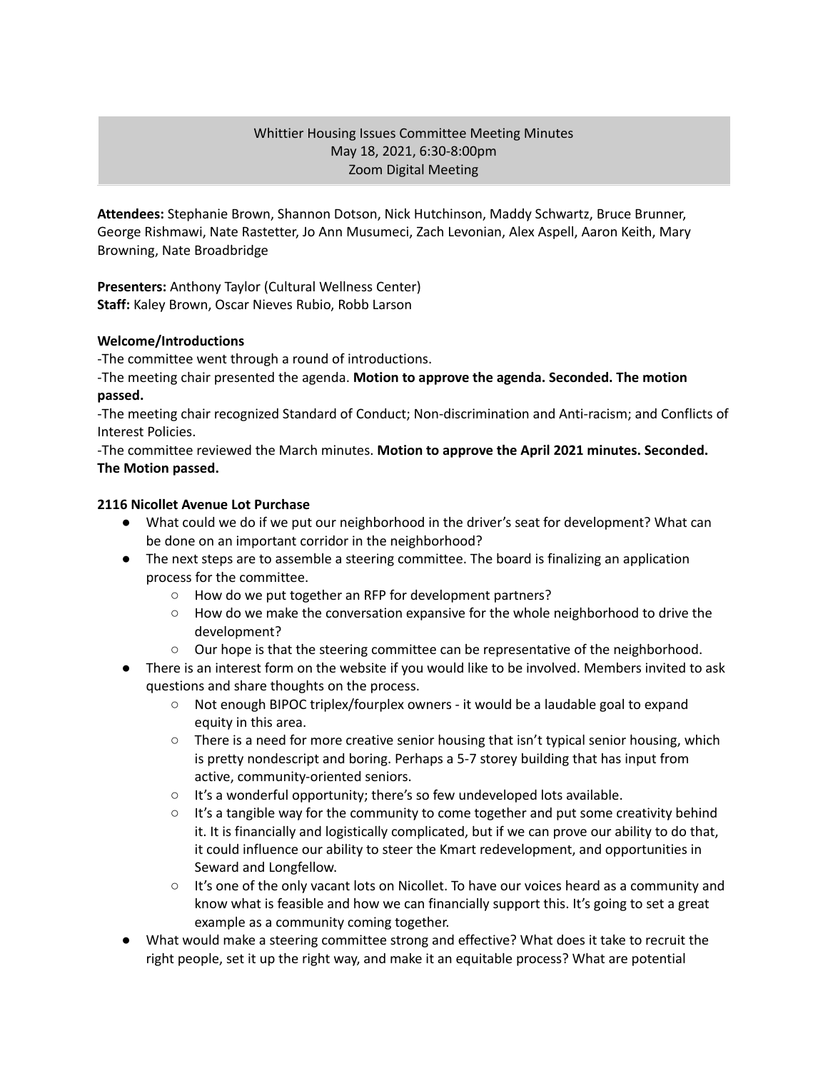# Whittier Housing Issues Committee Meeting Minutes
May 18, 2021, 6:30-8:00pm
Zoom Digital Meeting

**Attendees:** Stephanie Brown, Shannon Dotson, Nick Hutchinson, Maddy Schwartz, Bruce Brunner, George Rishmawi, Nate Rastetter, Jo Ann Musumeci, Zach Levonian, Alex Aspell, Aaron Keith, Mary Browning, Nate Broadbridge

**Presenters:** Anthony Taylor (Cultural Wellness Center)
**Staff:** Kaley Brown, Oscar Nieves Rubio, Robb Larson

**Welcome/Introductions**

-The committee went through a round of introductions.
-The meeting chair presented the agenda. **Motion to approve the agenda. Seconded. The motion passed.**
-The meeting chair recognized Standard of Conduct; Non-discrimination and Anti-racism; and Conflicts of Interest Policies.
-The committee reviewed the March minutes. **Motion to approve the April 2021 minutes. Seconded. The Motion passed.**

**2116 Nicollet Avenue Lot Purchase**

- What could we do if we put our neighborhood in the driver's seat for development? What can be done on an important corridor in the neighborhood?
- The next steps are to assemble a steering committee. The board is finalizing an application process for the committee.
  - How do we put together an RFP for development partners?
  - How do we make the conversation expansive for the whole neighborhood to drive the development?
  - Our hope is that the steering committee can be representative of the neighborhood.
- There is an interest form on the website if you would like to be involved. Members invited to ask questions and share thoughts on the process.
  - Not enough BIPOC triplex/fourplex owners - it would be a laudable goal to expand equity in this area.
  - There is a need for more creative senior housing that isn't typical senior housing, which is pretty nondescript and boring. Perhaps a 5-7 storey building that has input from active, community-oriented seniors.
  - It's a wonderful opportunity; there's so few undeveloped lots available.
  - It's a tangible way for the community to come together and put some creativity behind it. It is financially and logistically complicated, but if we can prove our ability to do that, it could influence our ability to steer the Kmart redevelopment, and opportunities in Seward and Longfellow.
  - It's one of the only vacant lots on Nicollet. To have our voices heard as a community and know what is feasible and how we can financially support this. It's going to set a great example as a community coming together.
- What would make a steering committee strong and effective? What does it take to recruit the right people, set it up the right way, and make it an equitable process? What are potential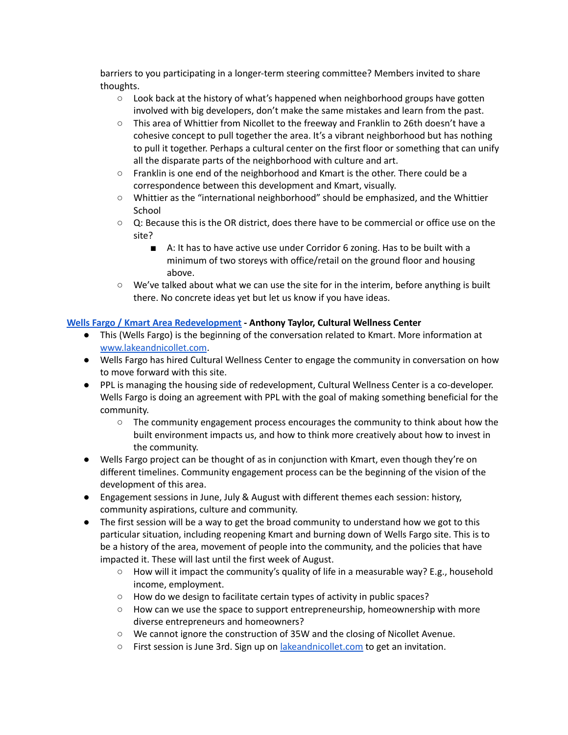barriers to you participating in a longer-term steering committee? Members invited to share thoughts.

- Look back at the history of what's happened when neighborhood groups have gotten involved with big developers, don't make the same mistakes and learn from the past.
- This area of Whittier from Nicollet to the freeway and Franklin to 26th doesn't have a cohesive concept to pull together the area. It's a vibrant neighborhood but has nothing to pull it together. Perhaps a cultural center on the first floor or something that can unify all the disparate parts of the neighborhood with culture and art.
- Franklin is one end of the neighborhood and Kmart is the other. There could be a correspondence between this development and Kmart, visually.
- Whittier as the "international neighborhood" should be emphasized, and the Whittier School
- Q: Because this is the OR district, does there have to be commercial or office use on the site?
  - A: It has to have active use under Corridor 6 zoning. Has to be built with a minimum of two storeys with office/retail on the ground floor and housing above.
- We've talked about what we can use the site for in the interim, before anything is built there. No concrete ideas yet but let us know if you have ideas.

**[Wells Fargo / Kmart Area Redevelopment](#) - Anthony Taylor, Cultural Wellness Center**

- This (Wells Fargo) is the beginning of the conversation related to Kmart. More information at [www.lakeandnicollet.com](http://www.lakeandnicollet.com).
- Wells Fargo has hired Cultural Wellness Center to engage the community in conversation on how to move forward with this site.
- PPL is managing the housing side of redevelopment, Cultural Wellness Center is a co-developer. Wells Fargo is doing an agreement with PPL with the goal of making something beneficial for the community.
  - The community engagement process encourages the community to think about how the built environment impacts us, and how to think more creatively about how to invest in the community.
- Wells Fargo project can be thought of as in conjunction with Kmart, even though they're on different timelines. Community engagement process can be the beginning of the vision of the development of this area.
- Engagement sessions in June, July & August with different themes each session: history, community aspirations, culture and community.
- The first session will be a way to get the broad community to understand how we got to this particular situation, including reopening Kmart and burning down of Wells Fargo site. This is to be a history of the area, movement of people into the community, and the policies that have impacted it. These will last until the first week of August.
  - How will it impact the community's quality of life in a measurable way? E.g., household income, employment.
  - How do we design to facilitate certain types of activity in public spaces?
  - How can we use the space to support entrepreneurship, homeownership with more diverse entrepreneurs and homeowners?
  - We cannot ignore the construction of 35W and the closing of Nicollet Avenue.
  - First session is June 3rd. Sign up on [lakeandnicollet.com](http://lakeandnicollet.com) to get an invitation.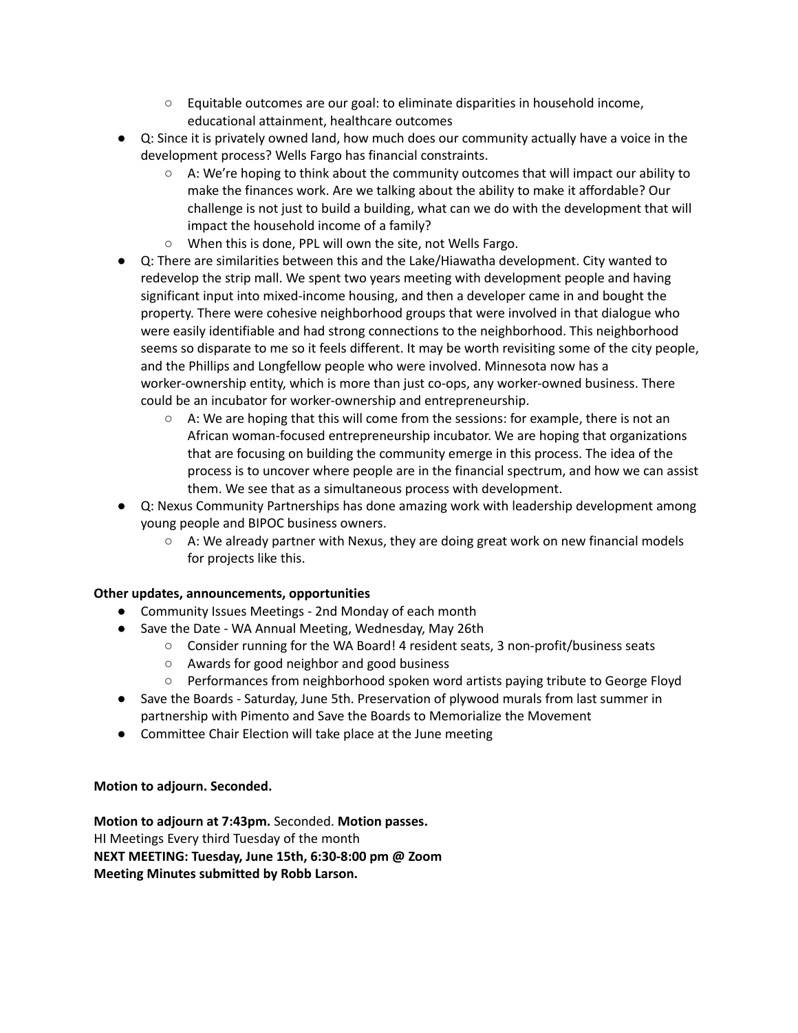- Equitable outcomes are our goal: to eliminate disparities in household income, educational attainment, healthcare outcomes
- Q: Since it is privately owned land, how much does our community actually have a voice in the development process? Wells Fargo has financial constraints.
    - A: We're hoping to think about the community outcomes that will impact our ability to make the finances work. Are we talking about the ability to make it affordable? Our challenge is not just to build a building, what can we do with the development that will impact the household income of a family?
    - When this is done, PPL will own the site, not Wells Fargo.
- Q: There are similarities between this and the Lake/Hiawatha development. City wanted to redevelop the strip mall. We spent two years meeting with development people and having significant input into mixed-income housing, and then a developer came in and bought the property. There were cohesive neighborhood groups that were involved in that dialogue who were easily identifiable and had strong connections to the neighborhood. This neighborhood seems so disparate to me so it feels different. It may be worth revisiting some of the city people, and the Phillips and Longfellow people who were involved. Minnesota now has a worker-ownership entity, which is more than just co-ops, any worker-owned business. There could be an incubator for worker-ownership and entrepreneurship.
    - A: We are hoping that this will come from the sessions: for example, there is not an African woman-focused entrepreneurship incubator. We are hoping that organizations that are focusing on building the community emerge in this process. The idea of the process is to uncover where people are in the financial spectrum, and how we can assist them. We see that as a simultaneous process with development.
- Q: Nexus Community Partnerships has done amazing work with leadership development among young people and BIPOC business owners.
    - A: We already partner with Nexus, they are doing great work on new financial models for projects like this.

**Other updates, announcements, opportunities**

- Community Issues Meetings - 2nd Monday of each month
- Save the Date - WA Annual Meeting, Wednesday, May 26th
    - Consider running for the WA Board! 4 resident seats, 3 non-profit/business seats
    - Awards for good neighbor and good business
    - Performances from neighborhood spoken word artists paying tribute to George Floyd
- Save the Boards - Saturday, June 5th. Preservation of plywood murals from last summer in partnership with Pimento and Save the Boards to Memorialize the Movement
- Committee Chair Election will take place at the June meeting

**Motion to adjourn. Seconded.**

**Motion to adjourn at 7:43pm.** Seconded. **Motion passes.**
HI Meetings Every third Tuesday of the month
**NEXT MEETING: Tuesday, June 15th, 6:30-8:00 pm @ Zoom**
**Meeting Minutes submitted by Robb Larson.**